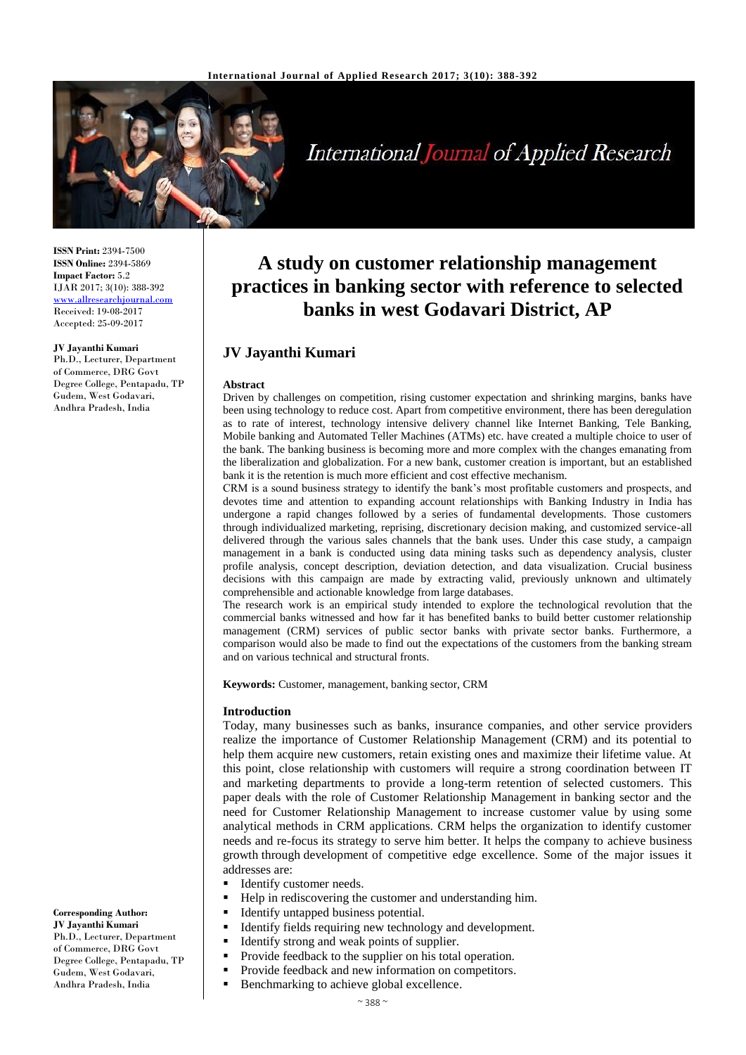**ISSN Print:** 2394-7500
**ISSN Online:** 2394-5869
**Impact Factor:** 5.2
IJAR 2017; 3(10): 388-392
www.allresearchjournal.com
Received: 19-08-2017
Accepted: 25-09-2017

**JV Jayanthi Kumari**
Ph.D., Lecturer, Department of Commerce, DRG Govt Degree College, Pentapadu, TP Gudem, West Godavari, Andhra Pradesh, India

**Corresponding Author:**
**JV Jayanthi Kumari**
Ph.D., Lecturer, Department of Commerce, DRG Govt Degree College, Pentapadu, TP Gudem, West Godavari, Andhra Pradesh, India

# A study on customer relationship management practices in banking sector with reference to selected banks in west Godavari District, AP

## JV Jayanthi Kumari

### Abstract

Driven by challenges on competition, rising customer expectation and shrinking margins, banks have been using technology to reduce cost. Apart from competitive environment, there has been deregulation as to rate of interest, technology intensive delivery channel like Internet Banking, Tele Banking, Mobile banking and Automated Teller Machines (ATMs) etc. have created a multiple choice to user of the bank. The banking business is becoming more and more complex with the changes emanating from the liberalization and globalization. For a new bank, customer creation is important, but an established bank it is the retention is much more efficient and cost effective mechanism.

CRM is a sound business strategy to identify the bank's most profitable customers and prospects, and devotes time and attention to expanding account relationships with Banking Industry in India has undergone a rapid changes followed by a series of fundamental developments. Those customers through individualized marketing, reprising, discretionary decision making, and customized service-all delivered through the various sales channels that the bank uses. Under this case study, a campaign management in a bank is conducted using data mining tasks such as dependency analysis, cluster profile analysis, concept description, deviation detection, and data visualization. Crucial business decisions with this campaign are made by extracting valid, previously unknown and ultimately comprehensible and actionable knowledge from large databases.

The research work is an empirical study intended to explore the technological revolution that the commercial banks witnessed and how far it has benefited banks to build better customer relationship management (CRM) services of public sector banks with private sector banks. Furthermore, a comparison would also be made to find out the expectations of the customers from the banking stream and on various technical and structural fronts.

**Keywords:** Customer, management, banking sector, CRM

### Introduction

Today, many businesses such as banks, insurance companies, and other service providers realize the importance of Customer Relationship Management (CRM) and its potential to help them acquire new customers, retain existing ones and maximize their lifetime value. At this point, close relationship with customers will require a strong coordination between IT and marketing departments to provide a long-term retention of selected customers. This paper deals with the role of Customer Relationship Management in banking sector and the need for Customer Relationship Management to increase customer value by using some analytical methods in CRM applications. CRM helps the organization to identify customer needs and re-focus its strategy to serve him better. It helps the company to achieve business growth through development of competitive edge excellence. Some of the major issues it addresses are:

- Identify customer needs.
- Help in rediscovering the customer and understanding him.
- Identify untapped business potential.
- Identify fields requiring new technology and development.
- Identify strong and weak points of supplier.
- Provide feedback to the supplier on his total operation.
- Provide feedback and new information on competitors.
- Benchmarking to achieve global excellence.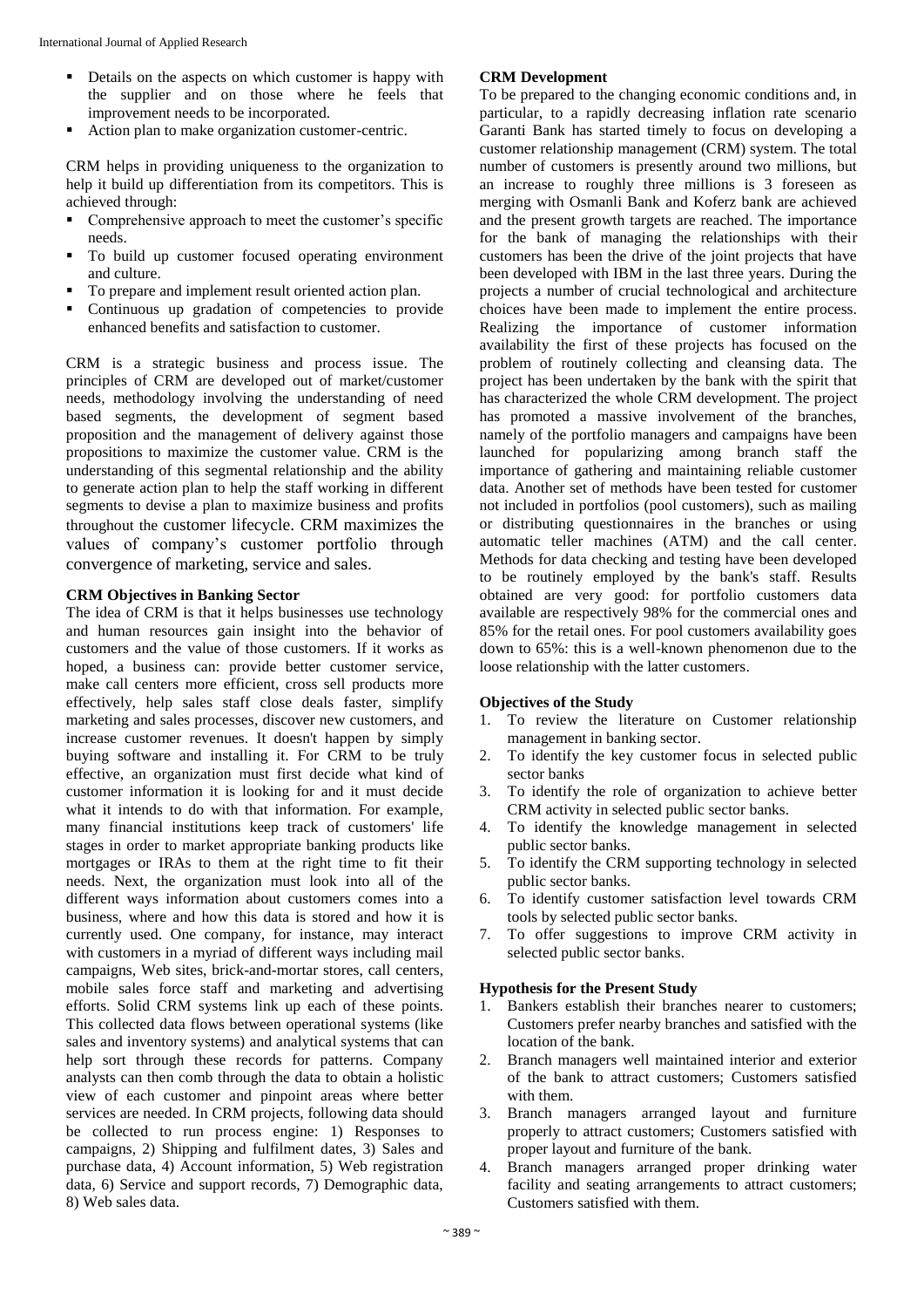- Details on the aspects on which customer is happy with the supplier and on those where he feels that improvement needs to be incorporated.
- Action plan to make organization customer-centric.

CRM helps in providing uniqueness to the organization to help it build up differentiation from its competitors. This is achieved through:

- Comprehensive approach to meet the customer's specific needs.
- To build up customer focused operating environment and culture.
- To prepare and implement result oriented action plan.
- Continuous up gradation of competencies to provide enhanced benefits and satisfaction to customer.

CRM is a strategic business and process issue. The principles of CRM are developed out of market/customer needs, methodology involving the understanding of need based segments, the development of segment based proposition and the management of delivery against those propositions to maximize the customer value. CRM is the understanding of this segmental relationship and the ability to generate action plan to help the staff working in different segments to devise a plan to maximize business and profits throughout the customer lifecycle. CRM maximizes the values of company's customer portfolio through convergence of marketing, service and sales.

**CRM Objectives in Banking Sector**

The idea of CRM is that it helps businesses use technology and human resources gain insight into the behavior of customers and the value of those customers. If it works as hoped, a business can: provide better customer service, make call centers more efficient, cross sell products more effectively, help sales staff close deals faster, simplify marketing and sales processes, discover new customers, and increase customer revenues. It doesn't happen by simply buying software and installing it. For CRM to be truly effective, an organization must first decide what kind of customer information it is looking for and it must decide what it intends to do with that information. For example, many financial institutions keep track of customers' life stages in order to market appropriate banking products like mortgages or IRAs to them at the right time to fit their needs. Next, the organization must look into all of the different ways information about customers comes into a business, where and how this data is stored and how it is currently used. One company, for instance, may interact with customers in a myriad of different ways including mail campaigns, Web sites, brick-and-mortar stores, call centers, mobile sales force staff and marketing and advertising efforts. Solid CRM systems link up each of these points. This collected data flows between operational systems (like sales and inventory systems) and analytical systems that can help sort through these records for patterns. Company analysts can then comb through the data to obtain a holistic view of each customer and pinpoint areas where better services are needed. In CRM projects, following data should be collected to run process engine: 1) Responses to campaigns, 2) Shipping and fulfilment dates, 3) Sales and purchase data, 4) Account information, 5) Web registration data, 6) Service and support records, 7) Demographic data, 8) Web sales data.

**CRM Development**

To be prepared to the changing economic conditions and, in particular, to a rapidly decreasing inflation rate scenario Garanti Bank has started timely to focus on developing a customer relationship management (CRM) system. The total number of customers is presently around two millions, but an increase to roughly three millions is 3 foreseen as merging with Osmanli Bank and Koferz bank are achieved and the present growth targets are reached. The importance for the bank of managing the relationships with their customers has been the drive of the joint projects that have been developed with IBM in the last three years. During the projects a number of crucial technological and architecture choices have been made to implement the entire process. Realizing the importance of customer information availability the first of these projects has focused on the problem of routinely collecting and cleansing data. The project has been undertaken by the bank with the spirit that has characterized the whole CRM development. The project has promoted a massive involvement of the branches, namely of the portfolio managers and campaigns have been launched for popularizing among branch staff the importance of gathering and maintaining reliable customer data. Another set of methods have been tested for customer not included in portfolios (pool customers), such as mailing or distributing questionnaires in the branches or using automatic teller machines (ATM) and the call center. Methods for data checking and testing have been developed to be routinely employed by the bank's staff. Results obtained are very good: for portfolio customers data available are respectively 98% for the commercial ones and 85% for the retail ones. For pool customers availability goes down to 65%: this is a well-known phenomenon due to the loose relationship with the latter customers.

**Objectives of the Study**

1. To review the literature on Customer relationship management in banking sector.
2. To identify the key customer focus in selected public sector banks
3. To identify the role of organization to achieve better CRM activity in selected public sector banks.
4. To identify the knowledge management in selected public sector banks.
5. To identify the CRM supporting technology in selected public sector banks.
6. To identify customer satisfaction level towards CRM tools by selected public sector banks.
7. To offer suggestions to improve CRM activity in selected public sector banks.

**Hypothesis for the Present Study**

1. Bankers establish their branches nearer to customers; Customers prefer nearby branches and satisfied with the location of the bank.
2. Branch managers well maintained interior and exterior of the bank to attract customers; Customers satisfied with them.
3. Branch managers arranged layout and furniture properly to attract customers; Customers satisfied with proper layout and furniture of the bank.
4. Branch managers arranged proper drinking water facility and seating arrangements to attract customers; Customers satisfied with them.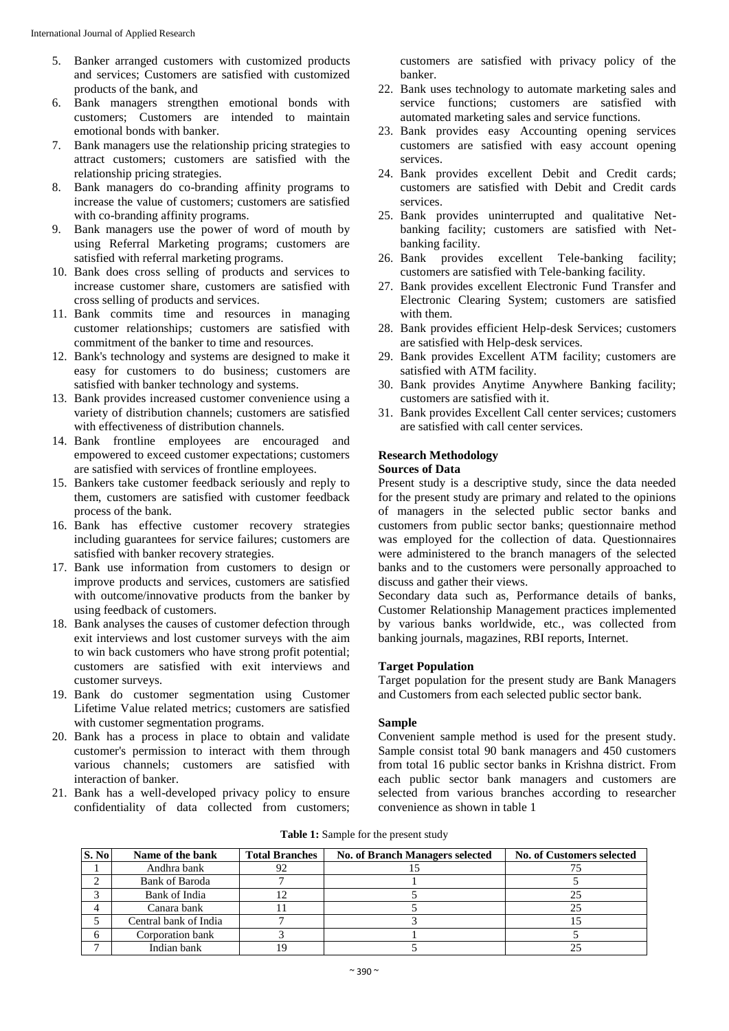5. Banker arranged customers with customized products and services; Customers are satisfied with customized products of the bank, and
6. Bank managers strengthen emotional bonds with customers; Customers are intended to maintain emotional bonds with banker.
7. Bank managers use the relationship pricing strategies to attract customers; customers are satisfied with the relationship pricing strategies.
8. Bank managers do co-branding affinity programs to increase the value of customers; customers are satisfied with co-branding affinity programs.
9. Bank managers use the power of word of mouth by using Referral Marketing programs; customers are satisfied with referral marketing programs.
10. Bank does cross selling of products and services to increase customer share, customers are satisfied with cross selling of products and services.
11. Bank commits time and resources in managing customer relationships; customers are satisfied with commitment of the banker to time and resources.
12. Bank's technology and systems are designed to make it easy for customers to do business; customers are satisfied with banker technology and systems.
13. Bank provides increased customer convenience using a variety of distribution channels; customers are satisfied with effectiveness of distribution channels.
14. Bank frontline employees are encouraged and empowered to exceed customer expectations; customers are satisfied with services of frontline employees.
15. Bankers take customer feedback seriously and reply to them, customers are satisfied with customer feedback process of the bank.
16. Bank has effective customer recovery strategies including guarantees for service failures; customers are satisfied with banker recovery strategies.
17. Bank use information from customers to design or improve products and services, customers are satisfied with outcome/innovative products from the banker by using feedback of customers.
18. Bank analyses the causes of customer defection through exit interviews and lost customer surveys with the aim to win back customers who have strong profit potential; customers are satisfied with exit interviews and customer surveys.
19. Bank do customer segmentation using Customer Lifetime Value related metrics; customers are satisfied with customer segmentation programs.
20. Bank has a process in place to obtain and validate customer's permission to interact with them through various channels; customers are satisfied with interaction of banker.
21. Bank has a well-developed privacy policy to ensure confidentiality of data collected from customers; customers are satisfied with privacy policy of the banker.
22. Bank uses technology to automate marketing sales and service functions; customers are satisfied with automated marketing sales and service functions.
23. Bank provides easy Accounting opening services customers are satisfied with easy account opening services.
24. Bank provides excellent Debit and Credit cards; customers are satisfied with Debit and Credit cards services.
25. Bank provides uninterrupted and qualitative Net-banking facility; customers are satisfied with Net-banking facility.
26. Bank provides excellent Tele-banking facility; customers are satisfied with Tele-banking facility.
27. Bank provides excellent Electronic Fund Transfer and Electronic Clearing System; customers are satisfied with them.
28. Bank provides efficient Help-desk Services; customers are satisfied with Help-desk services.
29. Bank provides Excellent ATM facility; customers are satisfied with ATM facility.
30. Bank provides Anytime Anywhere Banking facility; customers are satisfied with it.
31. Bank provides Excellent Call center services; customers are satisfied with call center services.

## Research Methodology

### Sources of Data

Present study is a descriptive study, since the data needed for the present study are primary and related to the opinions of managers in the selected public sector banks and customers from public sector banks; questionnaire method was employed for the collection of data. Questionnaires were administered to the branch managers of the selected banks and to the customers were personally approached to discuss and gather their views.

Secondary data such as, Performance details of banks, Customer Relationship Management practices implemented by various banks worldwide, etc., was collected from banking journals, magazines, RBI reports, Internet.

### Target Population

Target population for the present study are Bank Managers and Customers from each selected public sector bank.

### Sample

Convenient sample method is used for the present study. Sample consist total 90 bank managers and 450 customers from total 16 public sector banks in Krishna district. From each public sector bank managers and customers are selected from various branches according to researcher convenience as shown in table 1

**Table 1:** Sample for the present study

| S. No | Name of the bank | Total Branches | No. of Branch Managers selected | No. of Customers selected |
|---|---|---|---|---|
| 1 | Andhra bank | 92 | 15 | 75 |
| 2 | Bank of Baroda | 7 | 1 | 5 |
| 3 | Bank of India | 12 | 5 | 25 |
| 4 | Canara bank | 11 | 5 | 25 |
| 5 | Central bank of India | 7 | 3 | 15 |
| 6 | Corporation bank | 3 | 1 | 5 |
| 7 | Indian bank | 19 | 5 | 25 |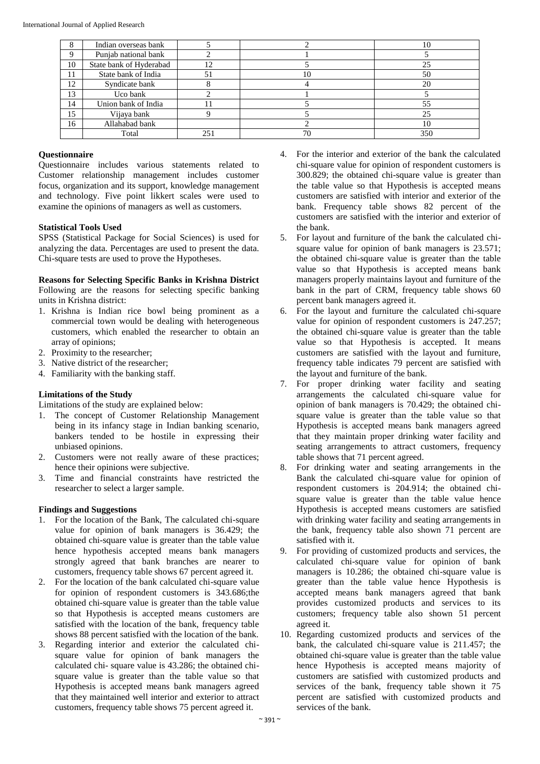| 8 | Indian overseas bank | 5 | 2 | 10 |
|---|---|---|---|---|
| 9 | Punjab national bank | 2 | 1 | 5 |
| 10 | State bank of Hyderabad | 12 | 5 | 25 |
| 11 | State bank of India | 51 | 10 | 50 |
| 12 | Syndicate bank | 8 | 4 | 20 |
| 13 | Uco bank | 2 | 1 | 5 |
| 14 | Union bank of India | 11 | 5 | 55 |
| 15 | Vijaya bank | 9 | 5 | 25 |
| 16 | Allahabad bank | | 2 | 10 |
| | Total | 251 | 70 | 350 |

**Questionnaire**

Questionnaire includes various statements related to Customer relationship management includes customer focus, organization and its support, knowledge management and technology. Five point likkert scales were used to examine the opinions of managers as well as customers.

**Statistical Tools Used**

SPSS (Statistical Package for Social Sciences) is used for analyzing the data. Percentages are used to present the data. Chi-square tests are used to prove the Hypotheses.

**Reasons for Selecting Specific Banks in Krishna District**

Following are the reasons for selecting specific banking units in Krishna district:

1. Krishna is Indian rice bowl being prominent as a commercial town would be dealing with heterogeneous customers, which enabled the researcher to obtain an array of opinions;
2. Proximity to the researcher;
3. Native district of the researcher;
4. Familiarity with the banking staff.

**Limitations of the Study**

Limitations of the study are explained below:

1. The concept of Customer Relationship Management being in its infancy stage in Indian banking scenario, bankers tended to be hostile in expressing their unbiased opinions.
2. Customers were not really aware of these practices; hence their opinions were subjective.
3. Time and financial constraints have restricted the researcher to select a larger sample.

**Findings and Suggestions**

1. For the location of the Bank, The calculated chi-square value for opinion of bank managers is 36.429; the obtained chi-square value is greater than the table value hence hypothesis accepted means bank managers strongly agreed that bank branches are nearer to customers, frequency table shows 67 percent agreed it.
2. For the location of the bank calculated chi-square value for opinion of respondent customers is 343.686;the obtained chi-square value is greater than the table value so that Hypothesis is accepted means customers are satisfied with the location of the bank, frequency table shows 88 percent satisfied with the location of the bank.
3. Regarding interior and exterior the calculated chi-square value for opinion of bank managers the calculated chi- square value is 43.286; the obtained chi-square value is greater than the table value so that Hypothesis is accepted means bank managers agreed that they maintained well interior and exterior to attract customers, frequency table shows 75 percent agreed it.
4. For the interior and exterior of the bank the calculated chi-square value for opinion of respondent customers is 300.829; the obtained chi-square value is greater than the table value so that Hypothesis is accepted means customers are satisfied with interior and exterior of the bank. Frequency table shows 82 percent of the customers are satisfied with the interior and exterior of the bank.
5. For layout and furniture of the bank the calculated chi-square value for opinion of bank managers is 23.571; the obtained chi-square value is greater than the table value so that Hypothesis is accepted means bank managers properly maintains layout and furniture of the bank in the part of CRM, frequency table shows 60 percent bank managers agreed it.
6. For the layout and furniture the calculated chi-square value for opinion of respondent customers is 247.257; the obtained chi-square value is greater than the table value so that Hypothesis is accepted. It means customers are satisfied with the layout and furniture, frequency table indicates 79 percent are satisfied with the layout and furniture of the bank.
7. For proper drinking water facility and seating arrangements the calculated chi-square value for opinion of bank managers is 70.429; the obtained chi-square value is greater than the table value so that Hypothesis is accepted means bank managers agreed that they maintain proper drinking water facility and seating arrangements to attract customers, frequency table shows that 71 percent agreed.
8. For drinking water and seating arrangements in the Bank the calculated chi-square value for opinion of respondent customers is 204.914; the obtained chi-square value is greater than the table value hence Hypothesis is accepted means customers are satisfied with drinking water facility and seating arrangements in the bank, frequency table also shown 71 percent are satisfied with it.
9. For providing of customized products and services, the calculated chi-square value for opinion of bank managers is 10.286; the obtained chi-square value is greater than the table value hence Hypothesis is accepted means bank managers agreed that bank provides customized products and services to its customers; frequency table also shown 51 percent agreed it.
10. Regarding customized products and services of the bank, the calculated chi-square value is 211.457; the obtained chi-square value is greater than the table value hence Hypothesis is accepted means majority of customers are satisfied with customized products and services of the bank, frequency table shown it 75 percent are satisfied with customized products and services of the bank.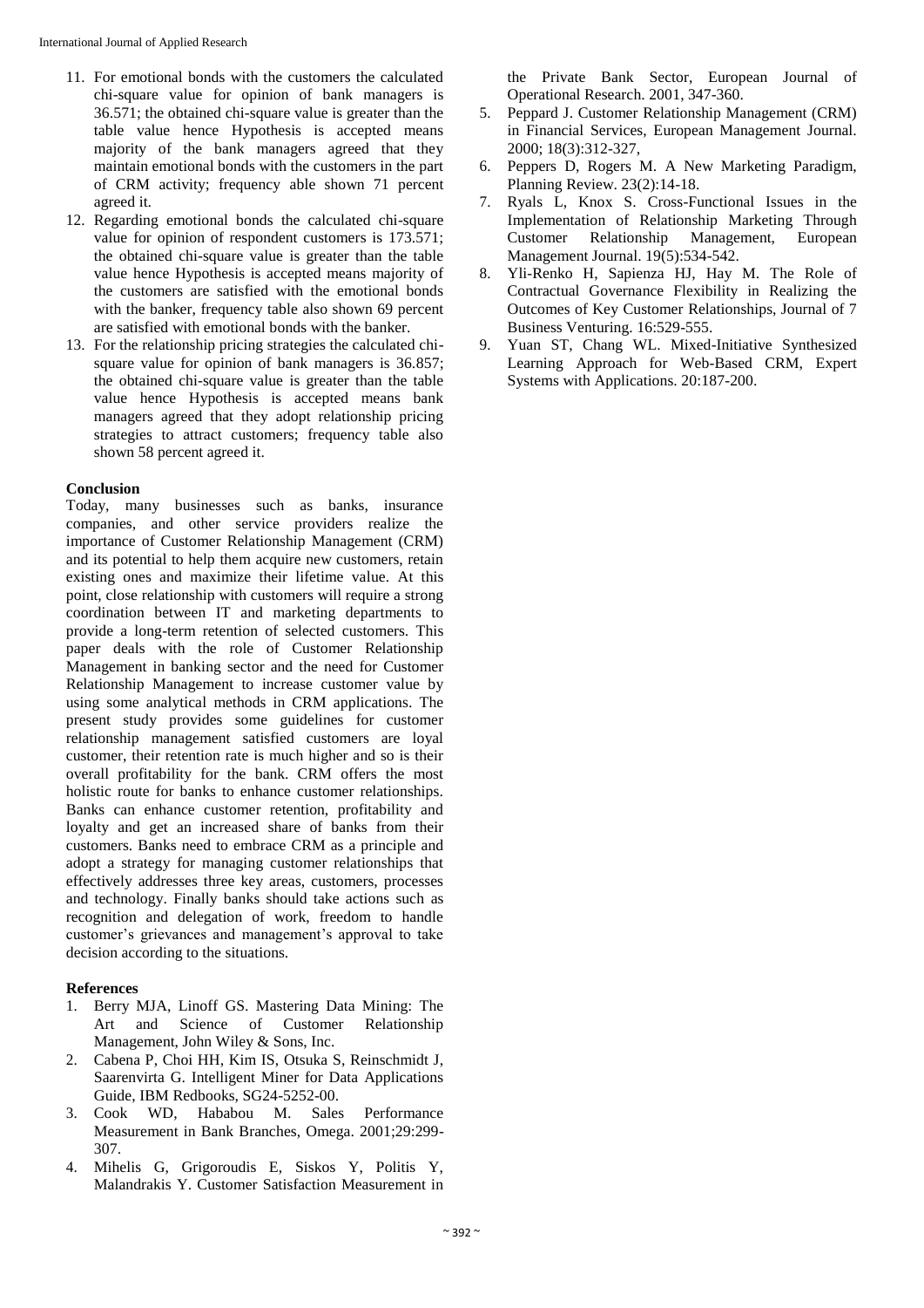11. For emotional bonds with the customers the calculated chi-square value for opinion of bank managers is 36.571; the obtained chi-square value is greater than the table value hence Hypothesis is accepted means majority of the bank managers agreed that they maintain emotional bonds with the customers in the part of CRM activity; frequency able shown 71 percent agreed it.
12. Regarding emotional bonds the calculated chi-square value for opinion of respondent customers is 173.571; the obtained chi-square value is greater than the table value hence Hypothesis is accepted means majority of the customers are satisfied with the emotional bonds with the banker, frequency table also shown 69 percent are satisfied with emotional bonds with the banker.
13. For the relationship pricing strategies the calculated chi-square value for opinion of bank managers is 36.857; the obtained chi-square value is greater than the table value hence Hypothesis is accepted means bank managers agreed that they adopt relationship pricing strategies to attract customers; frequency table also shown 58 percent agreed it.

## Conclusion

Today, many businesses such as banks, insurance companies, and other service providers realize the importance of Customer Relationship Management (CRM) and its potential to help them acquire new customers, retain existing ones and maximize their lifetime value. At this point, close relationship with customers will require a strong coordination between IT and marketing departments to provide a long-term retention of selected customers. This paper deals with the role of Customer Relationship Management in banking sector and the need for Customer Relationship Management to increase customer value by using some analytical methods in CRM applications. The present study provides some guidelines for customer relationship management satisfied customers are loyal customer, their retention rate is much higher and so is their overall profitability for the bank. CRM offers the most holistic route for banks to enhance customer relationships. Banks can enhance customer retention, profitability and loyalty and get an increased share of banks from their customers. Banks need to embrace CRM as a principle and adopt a strategy for managing customer relationships that effectively addresses three key areas, customers, processes and technology. Finally banks should take actions such as recognition and delegation of work, freedom to handle customer's grievances and management's approval to take decision according to the situations.

## References

1. Berry MJA, Linoff GS. Mastering Data Mining: The Art and Science of Customer Relationship Management, John Wiley & Sons, Inc.
2. Cabena P, Choi HH, Kim IS, Otsuka S, Reinschmidt J, Saarenvirta G. Intelligent Miner for Data Applications Guide, IBM Redbooks, SG24-5252-00.
3. Cook WD, Hababou M. Sales Performance Measurement in Bank Branches, Omega. 2001;29:299-307.
4. Mihelis G, Grigoroudis E, Siskos Y, Politis Y, Malandrakis Y. Customer Satisfaction Measurement in the Private Bank Sector, European Journal of Operational Research. 2001, 347-360.
5. Peppard J. Customer Relationship Management (CRM) in Financial Services, European Management Journal. 2000; 18(3):312-327,
6. Peppers D, Rogers M. A New Marketing Paradigm, Planning Review. 23(2):14-18.
7. Ryals L, Knox S. Cross-Functional Issues in the Implementation of Relationship Marketing Through Customer Relationship Management, European Management Journal. 19(5):534-542.
8. Yli-Renko H, Sapienza HJ, Hay M. The Role of Contractual Governance Flexibility in Realizing the Outcomes of Key Customer Relationships, Journal of 7 Business Venturing. 16:529-555.
9. Yuan ST, Chang WL. Mixed-Initiative Synthesized Learning Approach for Web-Based CRM, Expert Systems with Applications. 20:187-200.